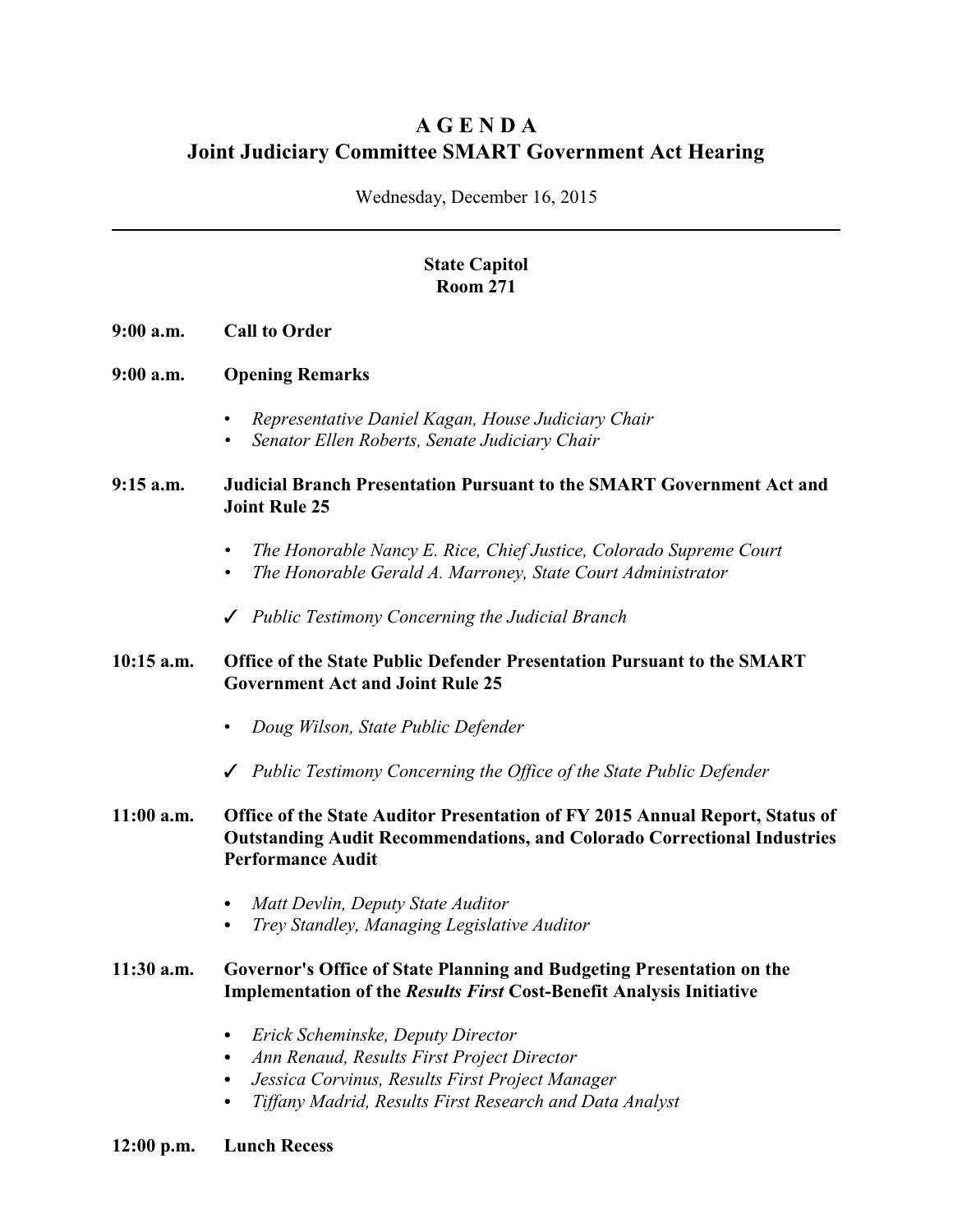# A G E N D A
# Joint Judiciary Committee SMART Government Act Hearing

Wednesday, December 16, 2015

---

**State Capitol**
**Room 271**

**9:00 a.m.** **Call to Order**

**9:00 a.m.** **Opening Remarks**

- *Representative Daniel Kagan, House Judiciary Chair*
- *Senator Ellen Roberts, Senate Judiciary Chair*

**9:15 a.m.** **Judicial Branch Presentation Pursuant to the SMART Government Act and Joint Rule 25**

- *The Honorable Nancy E. Rice, Chief Justice, Colorado Supreme Court*
- *The Honorable Gerald A. Marroney, State Court Administrator*

✓ *Public Testimony Concerning the Judicial Branch*

**10:15 a.m.** **Office of the State Public Defender Presentation Pursuant to the SMART Government Act and Joint Rule 25**

- *Doug Wilson, State Public Defender*

✓ *Public Testimony Concerning the Office of the State Public Defender*

**11:00 a.m.** **Office of the State Auditor Presentation of FY 2015 Annual Report, Status of Outstanding Audit Recommendations, and Colorado Correctional Industries Performance Audit**

- *Matt Devlin, Deputy State Auditor*
- *Trey Standley, Managing Legislative Auditor*

**11:30 a.m.** **Governor's Office of State Planning and Budgeting Presentation on the Implementation of the *Results First* Cost-Benefit Analysis Initiative**

- *Erick Scheminske, Deputy Director*
- *Ann Renaud, Results First Project Director*
- *Jessica Corvinus, Results First Project Manager*
- *Tiffany Madrid, Results First Research and Data Analyst*

**12:00 p.m.** **Lunch Recess**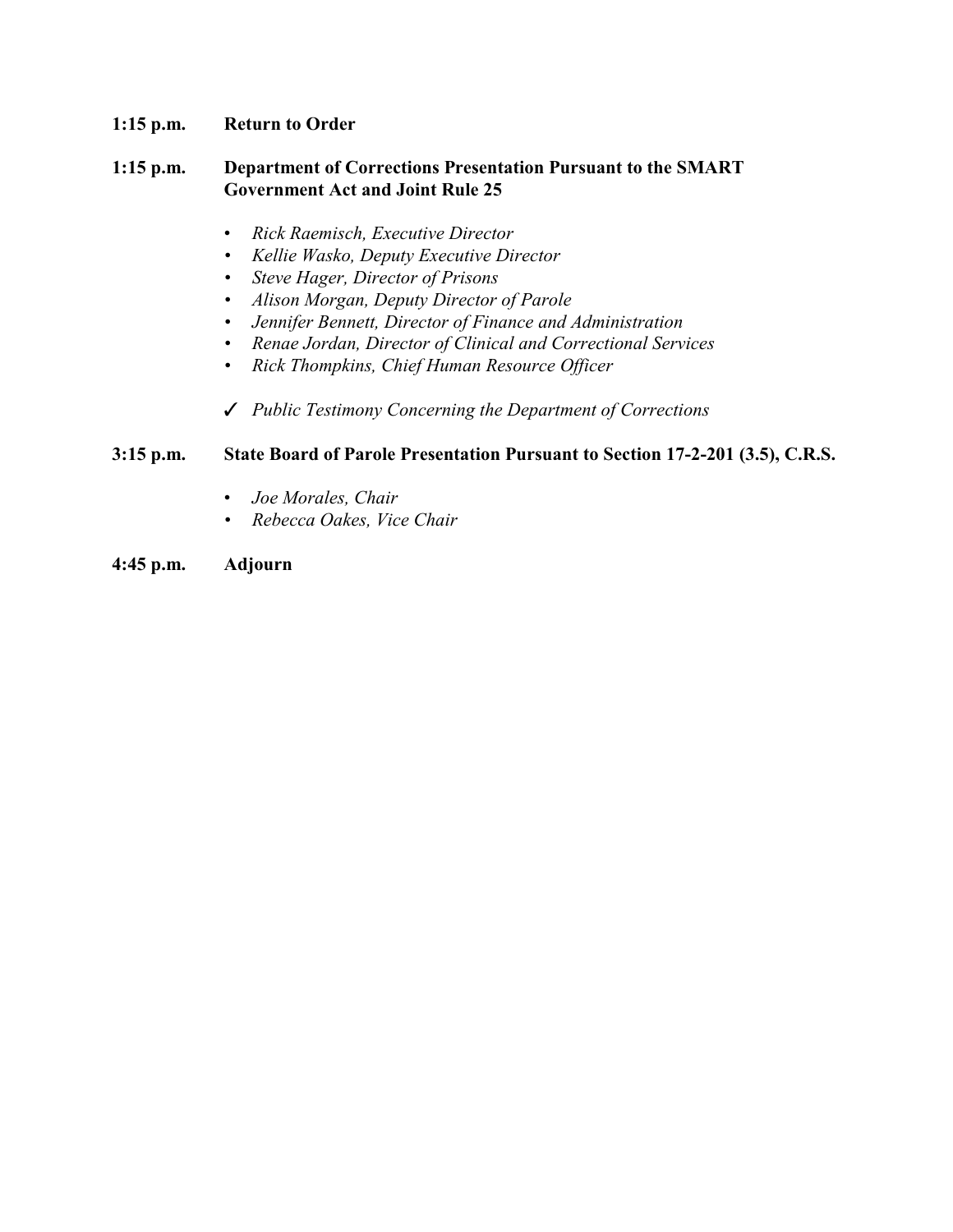**1:15 p.m.** **Return to Order**

**1:15 p.m.** **Department of Corrections Presentation Pursuant to the SMART Government Act and Joint Rule 25**

- *Rick Raemisch, Executive Director*
- *Kellie Wasko, Deputy Executive Director*
- *Steve Hager, Director of Prisons*
- *Alison Morgan, Deputy Director of Parole*
- *Jennifer Bennett, Director of Finance and Administration*
- *Renae Jordan, Director of Clinical and Correctional Services*
- *Rick Thompkins, Chief Human Resource Officer*

✓ *Public Testimony Concerning the Department of Corrections*

**3:15 p.m.** **State Board of Parole Presentation Pursuant to Section 17-2-201 (3.5), C.R.S.**

- *Joe Morales, Chair*
- *Rebecca Oakes, Vice Chair*

**4:45 p.m.** **Adjourn**